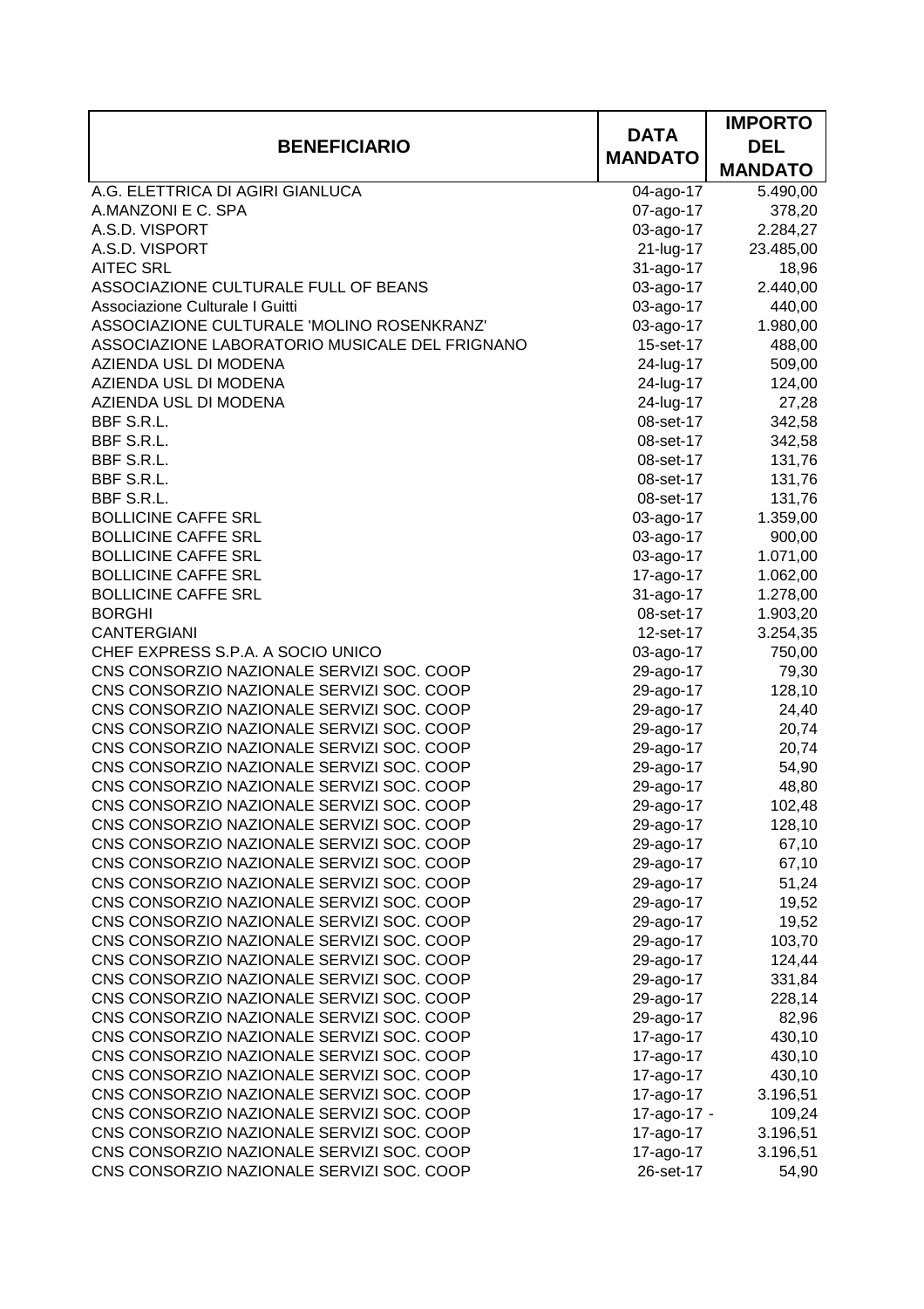| BENEFICIARIO | DATA MANDATO | IMPORTO DEL MANDATO |
|---|---|---|
| A.G. ELETTRICA DI AGIRI GIANLUCA | 04-ago-17 | 5.490,00 |
| A.MANZONI E C. SPA | 07-ago-17 | 378,20 |
| A.S.D. VISPORT | 03-ago-17 | 2.284,27 |
| A.S.D. VISPORT | 21-lug-17 | 23.485,00 |
| AITEC SRL | 31-ago-17 | 18,96 |
| ASSOCIAZIONE CULTURALE FULL OF BEANS | 03-ago-17 | 2.440,00 |
| Associazione Culturale I Guitti | 03-ago-17 | 440,00 |
| ASSOCIAZIONE CULTURALE 'MOLINO ROSENKRANZ' | 03-ago-17 | 1.980,00 |
| ASSOCIAZIONE LABORATORIO MUSICALE DEL FRIGNANO | 15-set-17 | 488,00 |
| AZIENDA USL DI MODENA | 24-lug-17 | 509,00 |
| AZIENDA USL DI MODENA | 24-lug-17 | 124,00 |
| AZIENDA USL DI MODENA | 24-lug-17 | 27,28 |
| BBF S.R.L. | 08-set-17 | 342,58 |
| BBF S.R.L. | 08-set-17 | 342,58 |
| BBF S.R.L. | 08-set-17 | 131,76 |
| BBF S.R.L. | 08-set-17 | 131,76 |
| BBF S.R.L. | 08-set-17 | 131,76 |
| BOLLICINE CAFFE SRL | 03-ago-17 | 1.359,00 |
| BOLLICINE CAFFE SRL | 03-ago-17 | 900,00 |
| BOLLICINE CAFFE SRL | 03-ago-17 | 1.071,00 |
| BOLLICINE CAFFE SRL | 17-ago-17 | 1.062,00 |
| BOLLICINE CAFFE SRL | 31-ago-17 | 1.278,00 |
| BORGHI | 08-set-17 | 1.903,20 |
| CANTERGIANI | 12-set-17 | 3.254,35 |
| CHEF EXPRESS S.P.A. A SOCIO UNICO | 03-ago-17 | 750,00 |
| CNS CONSORZIO NAZIONALE SERVIZI SOC. COOP | 29-ago-17 | 79,30 |
| CNS CONSORZIO NAZIONALE SERVIZI SOC. COOP | 29-ago-17 | 128,10 |
| CNS CONSORZIO NAZIONALE SERVIZI SOC. COOP | 29-ago-17 | 24,40 |
| CNS CONSORZIO NAZIONALE SERVIZI SOC. COOP | 29-ago-17 | 20,74 |
| CNS CONSORZIO NAZIONALE SERVIZI SOC. COOP | 29-ago-17 | 20,74 |
| CNS CONSORZIO NAZIONALE SERVIZI SOC. COOP | 29-ago-17 | 54,90 |
| CNS CONSORZIO NAZIONALE SERVIZI SOC. COOP | 29-ago-17 | 48,80 |
| CNS CONSORZIO NAZIONALE SERVIZI SOC. COOP | 29-ago-17 | 102,48 |
| CNS CONSORZIO NAZIONALE SERVIZI SOC. COOP | 29-ago-17 | 128,10 |
| CNS CONSORZIO NAZIONALE SERVIZI SOC. COOP | 29-ago-17 | 67,10 |
| CNS CONSORZIO NAZIONALE SERVIZI SOC. COOP | 29-ago-17 | 67,10 |
| CNS CONSORZIO NAZIONALE SERVIZI SOC. COOP | 29-ago-17 | 51,24 |
| CNS CONSORZIO NAZIONALE SERVIZI SOC. COOP | 29-ago-17 | 19,52 |
| CNS CONSORZIO NAZIONALE SERVIZI SOC. COOP | 29-ago-17 | 19,52 |
| CNS CONSORZIO NAZIONALE SERVIZI SOC. COOP | 29-ago-17 | 103,70 |
| CNS CONSORZIO NAZIONALE SERVIZI SOC. COOP | 29-ago-17 | 124,44 |
| CNS CONSORZIO NAZIONALE SERVIZI SOC. COOP | 29-ago-17 | 331,84 |
| CNS CONSORZIO NAZIONALE SERVIZI SOC. COOP | 29-ago-17 | 228,14 |
| CNS CONSORZIO NAZIONALE SERVIZI SOC. COOP | 29-ago-17 | 82,96 |
| CNS CONSORZIO NAZIONALE SERVIZI SOC. COOP | 17-ago-17 | 430,10 |
| CNS CONSORZIO NAZIONALE SERVIZI SOC. COOP | 17-ago-17 | 430,10 |
| CNS CONSORZIO NAZIONALE SERVIZI SOC. COOP | 17-ago-17 | 430,10 |
| CNS CONSORZIO NAZIONALE SERVIZI SOC. COOP | 17-ago-17 | 3.196,51 |
| CNS CONSORZIO NAZIONALE SERVIZI SOC. COOP | 17-ago-17 | - 109,24 |
| CNS CONSORZIO NAZIONALE SERVIZI SOC. COOP | 17-ago-17 | 3.196,51 |
| CNS CONSORZIO NAZIONALE SERVIZI SOC. COOP | 17-ago-17 | 3.196,51 |
| CNS CONSORZIO NAZIONALE SERVIZI SOC. COOP | 26-set-17 | 54,90 |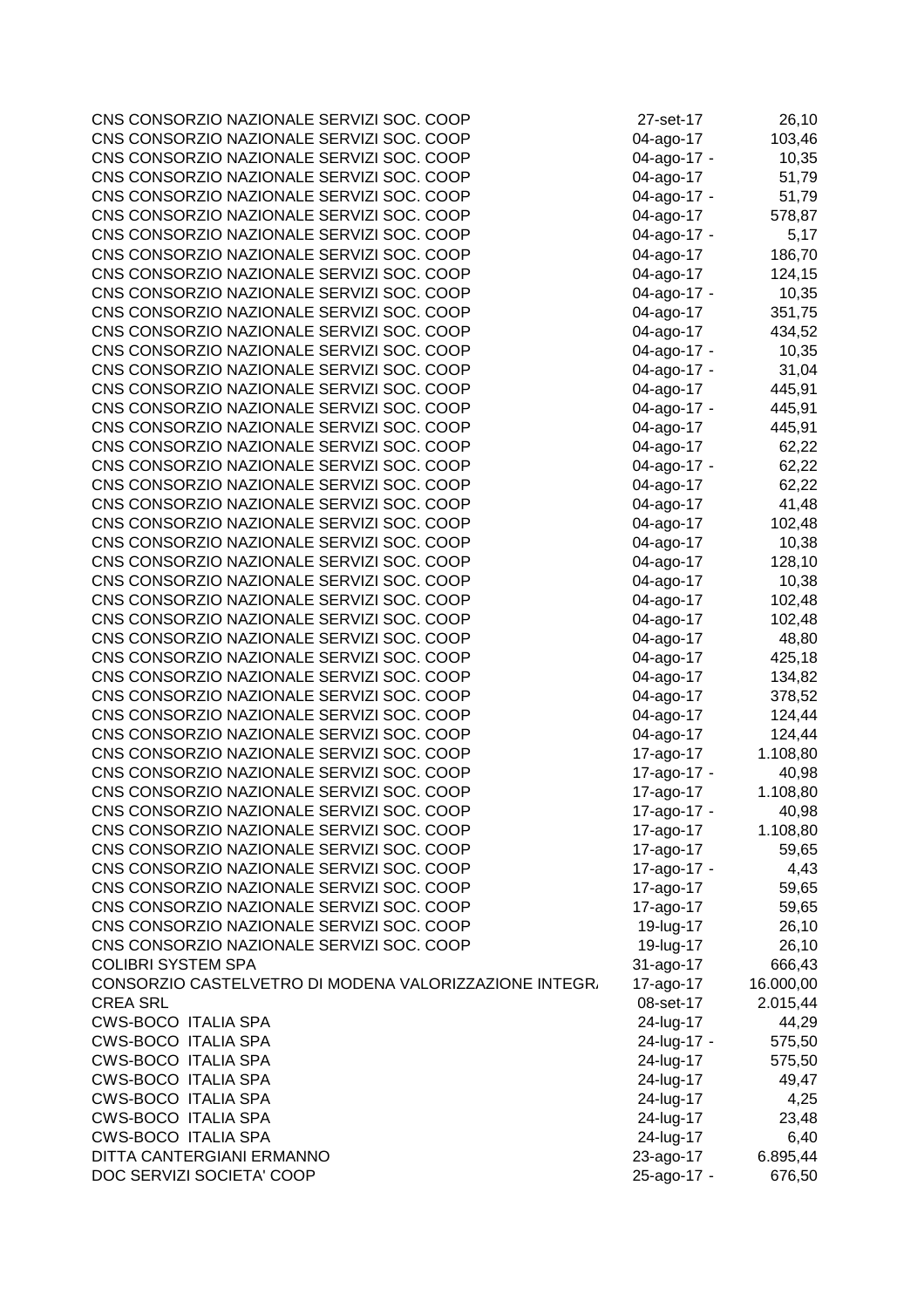| | | |
|---|---|---|
| CNS CONSORZIO NAZIONALE SERVIZI SOC. COOP | 27-set-17 | 26,10 |
| CNS CONSORZIO NAZIONALE SERVIZI SOC. COOP | 04-ago-17 | 103,46 |
| CNS CONSORZIO NAZIONALE SERVIZI SOC. COOP | 04-ago-17 - | 10,35 |
| CNS CONSORZIO NAZIONALE SERVIZI SOC. COOP | 04-ago-17 | 51,79 |
| CNS CONSORZIO NAZIONALE SERVIZI SOC. COOP | 04-ago-17 - | 51,79 |
| CNS CONSORZIO NAZIONALE SERVIZI SOC. COOP | 04-ago-17 | 578,87 |
| CNS CONSORZIO NAZIONALE SERVIZI SOC. COOP | 04-ago-17 - | 5,17 |
| CNS CONSORZIO NAZIONALE SERVIZI SOC. COOP | 04-ago-17 | 186,70 |
| CNS CONSORZIO NAZIONALE SERVIZI SOC. COOP | 04-ago-17 | 124,15 |
| CNS CONSORZIO NAZIONALE SERVIZI SOC. COOP | 04-ago-17 - | 10,35 |
| CNS CONSORZIO NAZIONALE SERVIZI SOC. COOP | 04-ago-17 | 351,75 |
| CNS CONSORZIO NAZIONALE SERVIZI SOC. COOP | 04-ago-17 | 434,52 |
| CNS CONSORZIO NAZIONALE SERVIZI SOC. COOP | 04-ago-17 - | 10,35 |
| CNS CONSORZIO NAZIONALE SERVIZI SOC. COOP | 04-ago-17 - | 31,04 |
| CNS CONSORZIO NAZIONALE SERVIZI SOC. COOP | 04-ago-17 | 445,91 |
| CNS CONSORZIO NAZIONALE SERVIZI SOC. COOP | 04-ago-17 - | 445,91 |
| CNS CONSORZIO NAZIONALE SERVIZI SOC. COOP | 04-ago-17 | 445,91 |
| CNS CONSORZIO NAZIONALE SERVIZI SOC. COOP | 04-ago-17 | 62,22 |
| CNS CONSORZIO NAZIONALE SERVIZI SOC. COOP | 04-ago-17 - | 62,22 |
| CNS CONSORZIO NAZIONALE SERVIZI SOC. COOP | 04-ago-17 | 62,22 |
| CNS CONSORZIO NAZIONALE SERVIZI SOC. COOP | 04-ago-17 | 41,48 |
| CNS CONSORZIO NAZIONALE SERVIZI SOC. COOP | 04-ago-17 | 102,48 |
| CNS CONSORZIO NAZIONALE SERVIZI SOC. COOP | 04-ago-17 | 10,38 |
| CNS CONSORZIO NAZIONALE SERVIZI SOC. COOP | 04-ago-17 | 128,10 |
| CNS CONSORZIO NAZIONALE SERVIZI SOC. COOP | 04-ago-17 | 10,38 |
| CNS CONSORZIO NAZIONALE SERVIZI SOC. COOP | 04-ago-17 | 102,48 |
| CNS CONSORZIO NAZIONALE SERVIZI SOC. COOP | 04-ago-17 | 102,48 |
| CNS CONSORZIO NAZIONALE SERVIZI SOC. COOP | 04-ago-17 | 48,80 |
| CNS CONSORZIO NAZIONALE SERVIZI SOC. COOP | 04-ago-17 | 425,18 |
| CNS CONSORZIO NAZIONALE SERVIZI SOC. COOP | 04-ago-17 | 134,82 |
| CNS CONSORZIO NAZIONALE SERVIZI SOC. COOP | 04-ago-17 | 378,52 |
| CNS CONSORZIO NAZIONALE SERVIZI SOC. COOP | 04-ago-17 | 124,44 |
| CNS CONSORZIO NAZIONALE SERVIZI SOC. COOP | 04-ago-17 | 124,44 |
| CNS CONSORZIO NAZIONALE SERVIZI SOC. COOP | 17-ago-17 | 1.108,80 |
| CNS CONSORZIO NAZIONALE SERVIZI SOC. COOP | 17-ago-17 - | 40,98 |
| CNS CONSORZIO NAZIONALE SERVIZI SOC. COOP | 17-ago-17 | 1.108,80 |
| CNS CONSORZIO NAZIONALE SERVIZI SOC. COOP | 17-ago-17 - | 40,98 |
| CNS CONSORZIO NAZIONALE SERVIZI SOC. COOP | 17-ago-17 | 1.108,80 |
| CNS CONSORZIO NAZIONALE SERVIZI SOC. COOP | 17-ago-17 | 59,65 |
| CNS CONSORZIO NAZIONALE SERVIZI SOC. COOP | 17-ago-17 - | 4,43 |
| CNS CONSORZIO NAZIONALE SERVIZI SOC. COOP | 17-ago-17 | 59,65 |
| CNS CONSORZIO NAZIONALE SERVIZI SOC. COOP | 17-ago-17 | 59,65 |
| CNS CONSORZIO NAZIONALE SERVIZI SOC. COOP | 19-lug-17 | 26,10 |
| CNS CONSORZIO NAZIONALE SERVIZI SOC. COOP | 19-lug-17 | 26,10 |
| COLIBRI SYSTEM SPA | 31-ago-17 | 666,43 |
| CONSORZIO CASTELVETRO DI MODENA VALORIZZAZIONE INTEGRA | 17-ago-17 | 16.000,00 |
| CREA SRL | 08-set-17 | 2.015,44 |
| CWS-BOCO ITALIA SPA | 24-lug-17 | 44,29 |
| CWS-BOCO ITALIA SPA | 24-lug-17 - | 575,50 |
| CWS-BOCO ITALIA SPA | 24-lug-17 | 575,50 |
| CWS-BOCO ITALIA SPA | 24-lug-17 | 49,47 |
| CWS-BOCO ITALIA SPA | 24-lug-17 | 4,25 |
| CWS-BOCO ITALIA SPA | 24-lug-17 | 23,48 |
| CWS-BOCO ITALIA SPA | 24-lug-17 | 6,40 |
| DITTA CANTERGIANI ERMANNO | 23-ago-17 | 6.895,44 |
| DOC SERVIZI SOCIETA' COOP | 25-ago-17 - | 676,50 |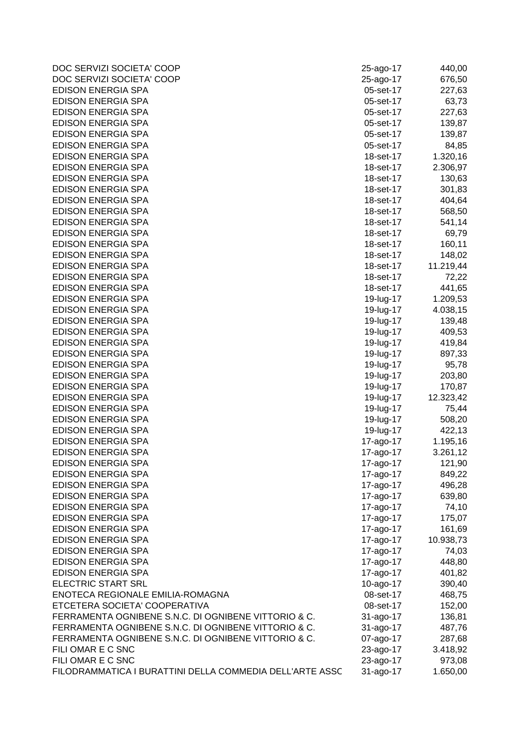| | | |
|---|---|---|
| DOC SERVIZI SOCIETA' COOP | 25-ago-17 | 440,00 |
| DOC SERVIZI SOCIETA' COOP | 25-ago-17 | 676,50 |
| EDISON ENERGIA SPA | 05-set-17 | 227,63 |
| EDISON ENERGIA SPA | 05-set-17 | 63,73 |
| EDISON ENERGIA SPA | 05-set-17 | 227,63 |
| EDISON ENERGIA SPA | 05-set-17 | 139,87 |
| EDISON ENERGIA SPA | 05-set-17 | 139,87 |
| EDISON ENERGIA SPA | 05-set-17 | 84,85 |
| EDISON ENERGIA SPA | 18-set-17 | 1.320,16 |
| EDISON ENERGIA SPA | 18-set-17 | 2.306,97 |
| EDISON ENERGIA SPA | 18-set-17 | 130,63 |
| EDISON ENERGIA SPA | 18-set-17 | 301,83 |
| EDISON ENERGIA SPA | 18-set-17 | 404,64 |
| EDISON ENERGIA SPA | 18-set-17 | 568,50 |
| EDISON ENERGIA SPA | 18-set-17 | 541,14 |
| EDISON ENERGIA SPA | 18-set-17 | 69,79 |
| EDISON ENERGIA SPA | 18-set-17 | 160,11 |
| EDISON ENERGIA SPA | 18-set-17 | 148,02 |
| EDISON ENERGIA SPA | 18-set-17 | 11.219,44 |
| EDISON ENERGIA SPA | 18-set-17 | 72,22 |
| EDISON ENERGIA SPA | 18-set-17 | 441,65 |
| EDISON ENERGIA SPA | 19-lug-17 | 1.209,53 |
| EDISON ENERGIA SPA | 19-lug-17 | 4.038,15 |
| EDISON ENERGIA SPA | 19-lug-17 | 139,48 |
| EDISON ENERGIA SPA | 19-lug-17 | 409,53 |
| EDISON ENERGIA SPA | 19-lug-17 | 419,84 |
| EDISON ENERGIA SPA | 19-lug-17 | 897,33 |
| EDISON ENERGIA SPA | 19-lug-17 | 95,78 |
| EDISON ENERGIA SPA | 19-lug-17 | 203,80 |
| EDISON ENERGIA SPA | 19-lug-17 | 170,87 |
| EDISON ENERGIA SPA | 19-lug-17 | 12.323,42 |
| EDISON ENERGIA SPA | 19-lug-17 | 75,44 |
| EDISON ENERGIA SPA | 19-lug-17 | 508,20 |
| EDISON ENERGIA SPA | 19-lug-17 | 422,13 |
| EDISON ENERGIA SPA | 17-ago-17 | 1.195,16 |
| EDISON ENERGIA SPA | 17-ago-17 | 3.261,12 |
| EDISON ENERGIA SPA | 17-ago-17 | 121,90 |
| EDISON ENERGIA SPA | 17-ago-17 | 849,22 |
| EDISON ENERGIA SPA | 17-ago-17 | 496,28 |
| EDISON ENERGIA SPA | 17-ago-17 | 639,80 |
| EDISON ENERGIA SPA | 17-ago-17 | 74,10 |
| EDISON ENERGIA SPA | 17-ago-17 | 175,07 |
| EDISON ENERGIA SPA | 17-ago-17 | 161,69 |
| EDISON ENERGIA SPA | 17-ago-17 | 10.938,73 |
| EDISON ENERGIA SPA | 17-ago-17 | 74,03 |
| EDISON ENERGIA SPA | 17-ago-17 | 448,80 |
| EDISON ENERGIA SPA | 17-ago-17 | 401,82 |
| ELECTRIC START SRL | 10-ago-17 | 390,40 |
| ENOTECA REGIONALE EMILIA-ROMAGNA | 08-set-17 | 468,75 |
| ETCETERA SOCIETA' COOPERATIVA | 08-set-17 | 152,00 |
| FERRAMENTA OGNIBENE S.N.C. DI OGNIBENE VITTORIO & C. | 31-ago-17 | 136,81 |
| FERRAMENTA OGNIBENE S.N.C. DI OGNIBENE VITTORIO & C. | 31-ago-17 | 487,76 |
| FERRAMENTA OGNIBENE S.N.C. DI OGNIBENE VITTORIO & C. | 07-ago-17 | 287,68 |
| FILI OMAR E C SNC | 23-ago-17 | 3.418,92 |
| FILI OMAR E C SNC | 23-ago-17 | 973,08 |
| FILODRAMMATICA I BURATTINI DELLA COMMEDIA DELL'ARTE ASSC | 31-ago-17 | 1.650,00 |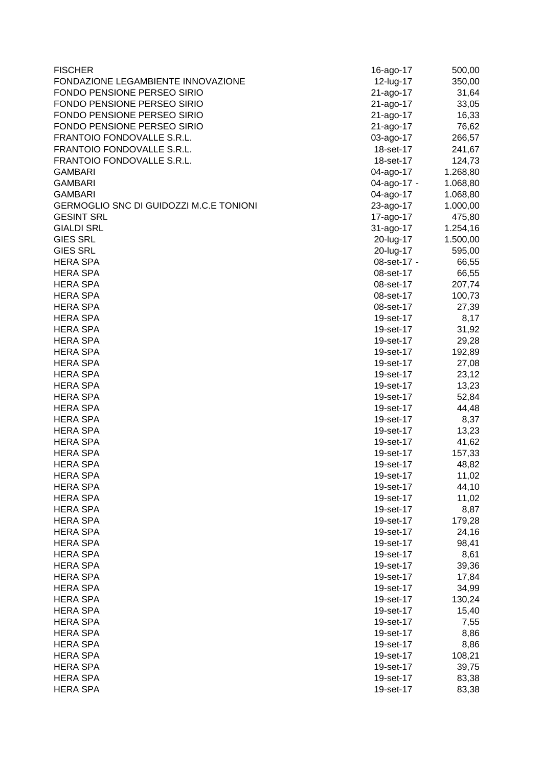| | | |
|---|---|---|
| FISCHER | 16-ago-17 | 500,00 |
| FONDAZIONE LEGAMBIENTE INNOVAZIONE | 12-lug-17 | 350,00 |
| FONDO PENSIONE PERSEO SIRIO | 21-ago-17 | 31,64 |
| FONDO PENSIONE PERSEO SIRIO | 21-ago-17 | 33,05 |
| FONDO PENSIONE PERSEO SIRIO | 21-ago-17 | 16,33 |
| FONDO PENSIONE PERSEO SIRIO | 21-ago-17 | 76,62 |
| FRANTOIO FONDOVALLE S.R.L. | 03-ago-17 | 266,57 |
| FRANTOIO FONDOVALLE S.R.L. | 18-set-17 | 241,67 |
| FRANTOIO FONDOVALLE S.R.L. | 18-set-17 | 124,73 |
| GAMBARI | 04-ago-17 | 1.268,80 |
| GAMBARI | 04-ago-17 - | 1.068,80 |
| GAMBARI | 04-ago-17 | 1.068,80 |
| GERMOGLIO SNC DI GUIDOZZI M.C.E TONIONI | 23-ago-17 | 1.000,00 |
| GESINT SRL | 17-ago-17 | 475,80 |
| GIALDI SRL | 31-ago-17 | 1.254,16 |
| GIES SRL | 20-lug-17 | 1.500,00 |
| GIES SRL | 20-lug-17 | 595,00 |
| HERA SPA | 08-set-17 - | 66,55 |
| HERA SPA | 08-set-17 | 66,55 |
| HERA SPA | 08-set-17 | 207,74 |
| HERA SPA | 08-set-17 | 100,73 |
| HERA SPA | 08-set-17 | 27,39 |
| HERA SPA | 19-set-17 | 8,17 |
| HERA SPA | 19-set-17 | 31,92 |
| HERA SPA | 19-set-17 | 29,28 |
| HERA SPA | 19-set-17 | 192,89 |
| HERA SPA | 19-set-17 | 27,08 |
| HERA SPA | 19-set-17 | 23,12 |
| HERA SPA | 19-set-17 | 13,23 |
| HERA SPA | 19-set-17 | 52,84 |
| HERA SPA | 19-set-17 | 44,48 |
| HERA SPA | 19-set-17 | 8,37 |
| HERA SPA | 19-set-17 | 13,23 |
| HERA SPA | 19-set-17 | 41,62 |
| HERA SPA | 19-set-17 | 157,33 |
| HERA SPA | 19-set-17 | 48,82 |
| HERA SPA | 19-set-17 | 11,02 |
| HERA SPA | 19-set-17 | 44,10 |
| HERA SPA | 19-set-17 | 11,02 |
| HERA SPA | 19-set-17 | 8,87 |
| HERA SPA | 19-set-17 | 179,28 |
| HERA SPA | 19-set-17 | 24,16 |
| HERA SPA | 19-set-17 | 98,41 |
| HERA SPA | 19-set-17 | 8,61 |
| HERA SPA | 19-set-17 | 39,36 |
| HERA SPA | 19-set-17 | 17,84 |
| HERA SPA | 19-set-17 | 34,99 |
| HERA SPA | 19-set-17 | 130,24 |
| HERA SPA | 19-set-17 | 15,40 |
| HERA SPA | 19-set-17 | 7,55 |
| HERA SPA | 19-set-17 | 8,86 |
| HERA SPA | 19-set-17 | 8,86 |
| HERA SPA | 19-set-17 | 108,21 |
| HERA SPA | 19-set-17 | 39,75 |
| HERA SPA | 19-set-17 | 83,38 |
| HERA SPA | 19-set-17 | 83,38 |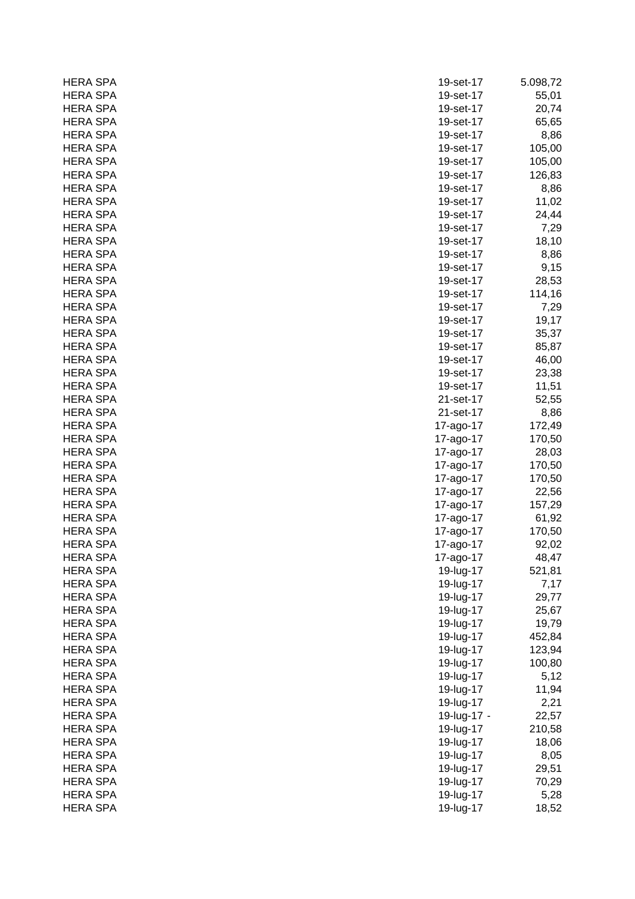| | | |
|---|---|---|
| HERA SPA | 19-set-17 | 5.098,72 |
| HERA SPA | 19-set-17 | 55,01 |
| HERA SPA | 19-set-17 | 20,74 |
| HERA SPA | 19-set-17 | 65,65 |
| HERA SPA | 19-set-17 | 8,86 |
| HERA SPA | 19-set-17 | 105,00 |
| HERA SPA | 19-set-17 | 105,00 |
| HERA SPA | 19-set-17 | 126,83 |
| HERA SPA | 19-set-17 | 8,86 |
| HERA SPA | 19-set-17 | 11,02 |
| HERA SPA | 19-set-17 | 24,44 |
| HERA SPA | 19-set-17 | 7,29 |
| HERA SPA | 19-set-17 | 18,10 |
| HERA SPA | 19-set-17 | 8,86 |
| HERA SPA | 19-set-17 | 9,15 |
| HERA SPA | 19-set-17 | 28,53 |
| HERA SPA | 19-set-17 | 114,16 |
| HERA SPA | 19-set-17 | 7,29 |
| HERA SPA | 19-set-17 | 19,17 |
| HERA SPA | 19-set-17 | 35,37 |
| HERA SPA | 19-set-17 | 85,87 |
| HERA SPA | 19-set-17 | 46,00 |
| HERA SPA | 19-set-17 | 23,38 |
| HERA SPA | 19-set-17 | 11,51 |
| HERA SPA | 21-set-17 | 52,55 |
| HERA SPA | 21-set-17 | 8,86 |
| HERA SPA | 17-ago-17 | 172,49 |
| HERA SPA | 17-ago-17 | 170,50 |
| HERA SPA | 17-ago-17 | 28,03 |
| HERA SPA | 17-ago-17 | 170,50 |
| HERA SPA | 17-ago-17 | 170,50 |
| HERA SPA | 17-ago-17 | 22,56 |
| HERA SPA | 17-ago-17 | 157,29 |
| HERA SPA | 17-ago-17 | 61,92 |
| HERA SPA | 17-ago-17 | 170,50 |
| HERA SPA | 17-ago-17 | 92,02 |
| HERA SPA | 17-ago-17 | 48,47 |
| HERA SPA | 19-lug-17 | 521,81 |
| HERA SPA | 19-lug-17 | 7,17 |
| HERA SPA | 19-lug-17 | 29,77 |
| HERA SPA | 19-lug-17 | 25,67 |
| HERA SPA | 19-lug-17 | 19,79 |
| HERA SPA | 19-lug-17 | 452,84 |
| HERA SPA | 19-lug-17 | 123,94 |
| HERA SPA | 19-lug-17 | 100,80 |
| HERA SPA | 19-lug-17 | 5,12 |
| HERA SPA | 19-lug-17 | 11,94 |
| HERA SPA | 19-lug-17 | 2,21 |
| HERA SPA | 19-lug-17 - | 22,57 |
| HERA SPA | 19-lug-17 | 210,58 |
| HERA SPA | 19-lug-17 | 18,06 |
| HERA SPA | 19-lug-17 | 8,05 |
| HERA SPA | 19-lug-17 | 29,51 |
| HERA SPA | 19-lug-17 | 70,29 |
| HERA SPA | 19-lug-17 | 5,28 |
| HERA SPA | 19-lug-17 | 18,52 |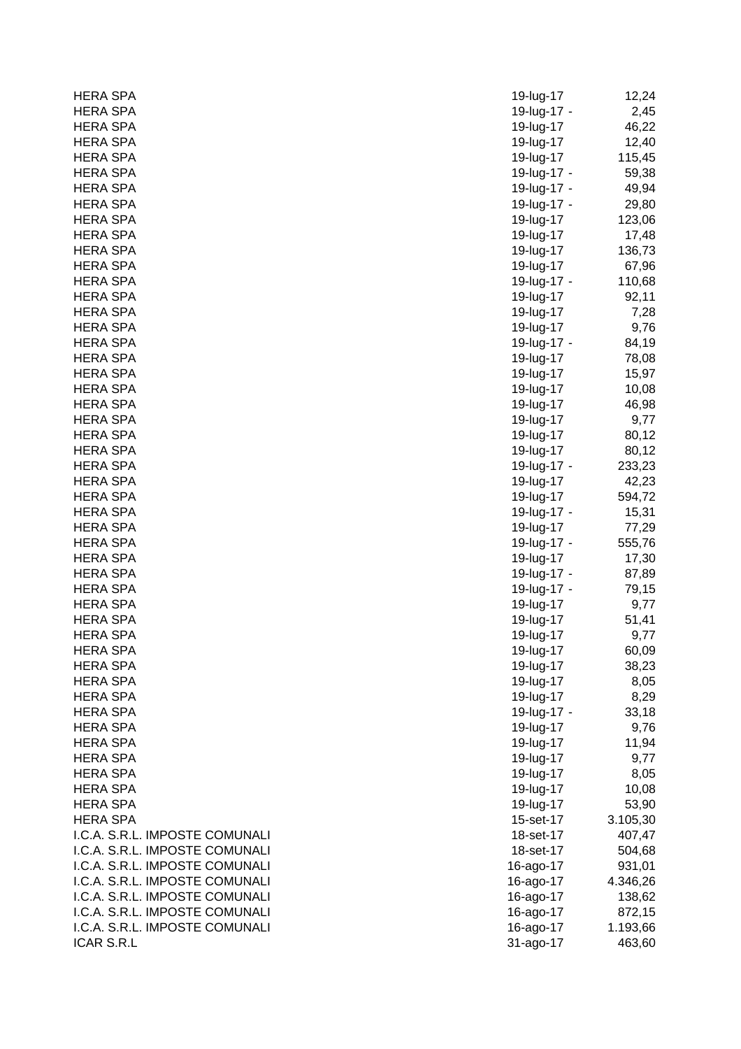| | | |
|---|---|---|
| HERA SPA | 19-lug-17 | 12,24 |
| HERA SPA | 19-lug-17 | - 2,45 |
| HERA SPA | 19-lug-17 | 46,22 |
| HERA SPA | 19-lug-17 | 12,40 |
| HERA SPA | 19-lug-17 | 115,45 |
| HERA SPA | 19-lug-17 | - 59,38 |
| HERA SPA | 19-lug-17 | - 49,94 |
| HERA SPA | 19-lug-17 | - 29,80 |
| HERA SPA | 19-lug-17 | 123,06 |
| HERA SPA | 19-lug-17 | 17,48 |
| HERA SPA | 19-lug-17 | 136,73 |
| HERA SPA | 19-lug-17 | 67,96 |
| HERA SPA | 19-lug-17 | - 110,68 |
| HERA SPA | 19-lug-17 | 92,11 |
| HERA SPA | 19-lug-17 | 7,28 |
| HERA SPA | 19-lug-17 | 9,76 |
| HERA SPA | 19-lug-17 | - 84,19 |
| HERA SPA | 19-lug-17 | 78,08 |
| HERA SPA | 19-lug-17 | 15,97 |
| HERA SPA | 19-lug-17 | 10,08 |
| HERA SPA | 19-lug-17 | 46,98 |
| HERA SPA | 19-lug-17 | 9,77 |
| HERA SPA | 19-lug-17 | 80,12 |
| HERA SPA | 19-lug-17 | 80,12 |
| HERA SPA | 19-lug-17 | - 233,23 |
| HERA SPA | 19-lug-17 | 42,23 |
| HERA SPA | 19-lug-17 | 594,72 |
| HERA SPA | 19-lug-17 | - 15,31 |
| HERA SPA | 19-lug-17 | 77,29 |
| HERA SPA | 19-lug-17 | - 555,76 |
| HERA SPA | 19-lug-17 | 17,30 |
| HERA SPA | 19-lug-17 | - 87,89 |
| HERA SPA | 19-lug-17 | - 79,15 |
| HERA SPA | 19-lug-17 | 9,77 |
| HERA SPA | 19-lug-17 | 51,41 |
| HERA SPA | 19-lug-17 | 9,77 |
| HERA SPA | 19-lug-17 | 60,09 |
| HERA SPA | 19-lug-17 | 38,23 |
| HERA SPA | 19-lug-17 | 8,05 |
| HERA SPA | 19-lug-17 | 8,29 |
| HERA SPA | 19-lug-17 | - 33,18 |
| HERA SPA | 19-lug-17 | 9,76 |
| HERA SPA | 19-lug-17 | 11,94 |
| HERA SPA | 19-lug-17 | 9,77 |
| HERA SPA | 19-lug-17 | 8,05 |
| HERA SPA | 19-lug-17 | 10,08 |
| HERA SPA | 19-lug-17 | 53,90 |
| HERA SPA | 15-set-17 | 3.105,30 |
| I.C.A. S.R.L. IMPOSTE COMUNALI | 18-set-17 | 407,47 |
| I.C.A. S.R.L. IMPOSTE COMUNALI | 18-set-17 | 504,68 |
| I.C.A. S.R.L. IMPOSTE COMUNALI | 16-ago-17 | 931,01 |
| I.C.A. S.R.L. IMPOSTE COMUNALI | 16-ago-17 | 4.346,26 |
| I.C.A. S.R.L. IMPOSTE COMUNALI | 16-ago-17 | 138,62 |
| I.C.A. S.R.L. IMPOSTE COMUNALI | 16-ago-17 | 872,15 |
| I.C.A. S.R.L. IMPOSTE COMUNALI | 16-ago-17 | 1.193,66 |
| ICAR S.R.L | 31-ago-17 | 463,60 |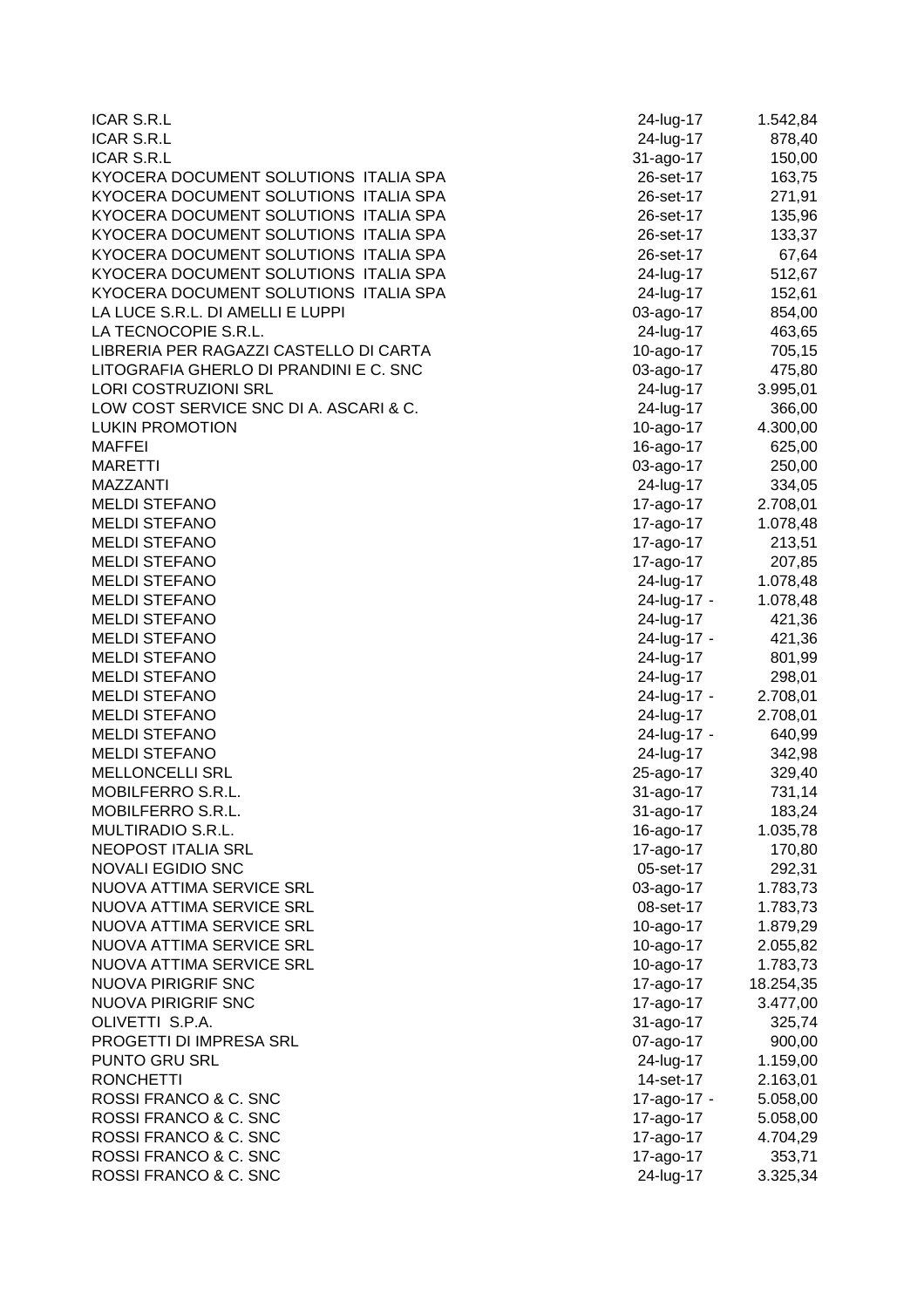| | | |
|---|---|---|
| ICAR S.R.L | 24-lug-17 | 1.542,84 |
| ICAR S.R.L | 24-lug-17 | 878,40 |
| ICAR S.R.L | 31-ago-17 | 150,00 |
| KYOCERA DOCUMENT SOLUTIONS ITALIA SPA | 26-set-17 | 163,75 |
| KYOCERA DOCUMENT SOLUTIONS ITALIA SPA | 26-set-17 | 271,91 |
| KYOCERA DOCUMENT SOLUTIONS ITALIA SPA | 26-set-17 | 135,96 |
| KYOCERA DOCUMENT SOLUTIONS ITALIA SPA | 26-set-17 | 133,37 |
| KYOCERA DOCUMENT SOLUTIONS ITALIA SPA | 26-set-17 | 67,64 |
| KYOCERA DOCUMENT SOLUTIONS ITALIA SPA | 24-lug-17 | 512,67 |
| KYOCERA DOCUMENT SOLUTIONS ITALIA SPA | 24-lug-17 | 152,61 |
| LA LUCE S.R.L. DI AMELLI E LUPPI | 03-ago-17 | 854,00 |
| LA TECNOCOPIE S.R.L. | 24-lug-17 | 463,65 |
| LIBRERIA PER RAGAZZI CASTELLO DI CARTA | 10-ago-17 | 705,15 |
| LITOGRAFIA GHERLO DI PRANDINI E C. SNC | 03-ago-17 | 475,80 |
| LORI COSTRUZIONI SRL | 24-lug-17 | 3.995,01 |
| LOW COST SERVICE SNC DI A. ASCARI & C. | 24-lug-17 | 366,00 |
| LUKIN PROMOTION | 10-ago-17 | 4.300,00 |
| MAFFEI | 16-ago-17 | 625,00 |
| MARETTI | 03-ago-17 | 250,00 |
| MAZZANTI | 24-lug-17 | 334,05 |
| MELDI STEFANO | 17-ago-17 | 2.708,01 |
| MELDI STEFANO | 17-ago-17 | 1.078,48 |
| MELDI STEFANO | 17-ago-17 | 213,51 |
| MELDI STEFANO | 17-ago-17 | 207,85 |
| MELDI STEFANO | 24-lug-17 | 1.078,48 |
| MELDI STEFANO | 24-lug-17 - | 1.078,48 |
| MELDI STEFANO | 24-lug-17 | 421,36 |
| MELDI STEFANO | 24-lug-17 - | 421,36 |
| MELDI STEFANO | 24-lug-17 | 801,99 |
| MELDI STEFANO | 24-lug-17 | 298,01 |
| MELDI STEFANO | 24-lug-17 - | 2.708,01 |
| MELDI STEFANO | 24-lug-17 | 2.708,01 |
| MELDI STEFANO | 24-lug-17 - | 640,99 |
| MELDI STEFANO | 24-lug-17 | 342,98 |
| MELLONCELLI SRL | 25-ago-17 | 329,40 |
| MOBILFERRO S.R.L. | 31-ago-17 | 731,14 |
| MOBILFERRO S.R.L. | 31-ago-17 | 183,24 |
| MULTIRADIO S.R.L. | 16-ago-17 | 1.035,78 |
| NEOPOST ITALIA SRL | 17-ago-17 | 170,80 |
| NOVALI EGIDIO SNC | 05-set-17 | 292,31 |
| NUOVA ATTIMA SERVICE SRL | 03-ago-17 | 1.783,73 |
| NUOVA ATTIMA SERVICE SRL | 08-set-17 | 1.783,73 |
| NUOVA ATTIMA SERVICE SRL | 10-ago-17 | 1.879,29 |
| NUOVA ATTIMA SERVICE SRL | 10-ago-17 | 2.055,82 |
| NUOVA ATTIMA SERVICE SRL | 10-ago-17 | 1.783,73 |
| NUOVA PIRIGRIF SNC | 17-ago-17 | 18.254,35 |
| NUOVA PIRIGRIF SNC | 17-ago-17 | 3.477,00 |
| OLIVETTI S.P.A. | 31-ago-17 | 325,74 |
| PROGETTI DI IMPRESA SRL | 07-ago-17 | 900,00 |
| PUNTO GRU SRL | 24-lug-17 | 1.159,00 |
| RONCHETTI | 14-set-17 | 2.163,01 |
| ROSSI FRANCO & C. SNC | 17-ago-17 - | 5.058,00 |
| ROSSI FRANCO & C. SNC | 17-ago-17 | 5.058,00 |
| ROSSI FRANCO & C. SNC | 17-ago-17 | 4.704,29 |
| ROSSI FRANCO & C. SNC | 17-ago-17 | 353,71 |
| ROSSI FRANCO & C. SNC | 24-lug-17 | 3.325,34 |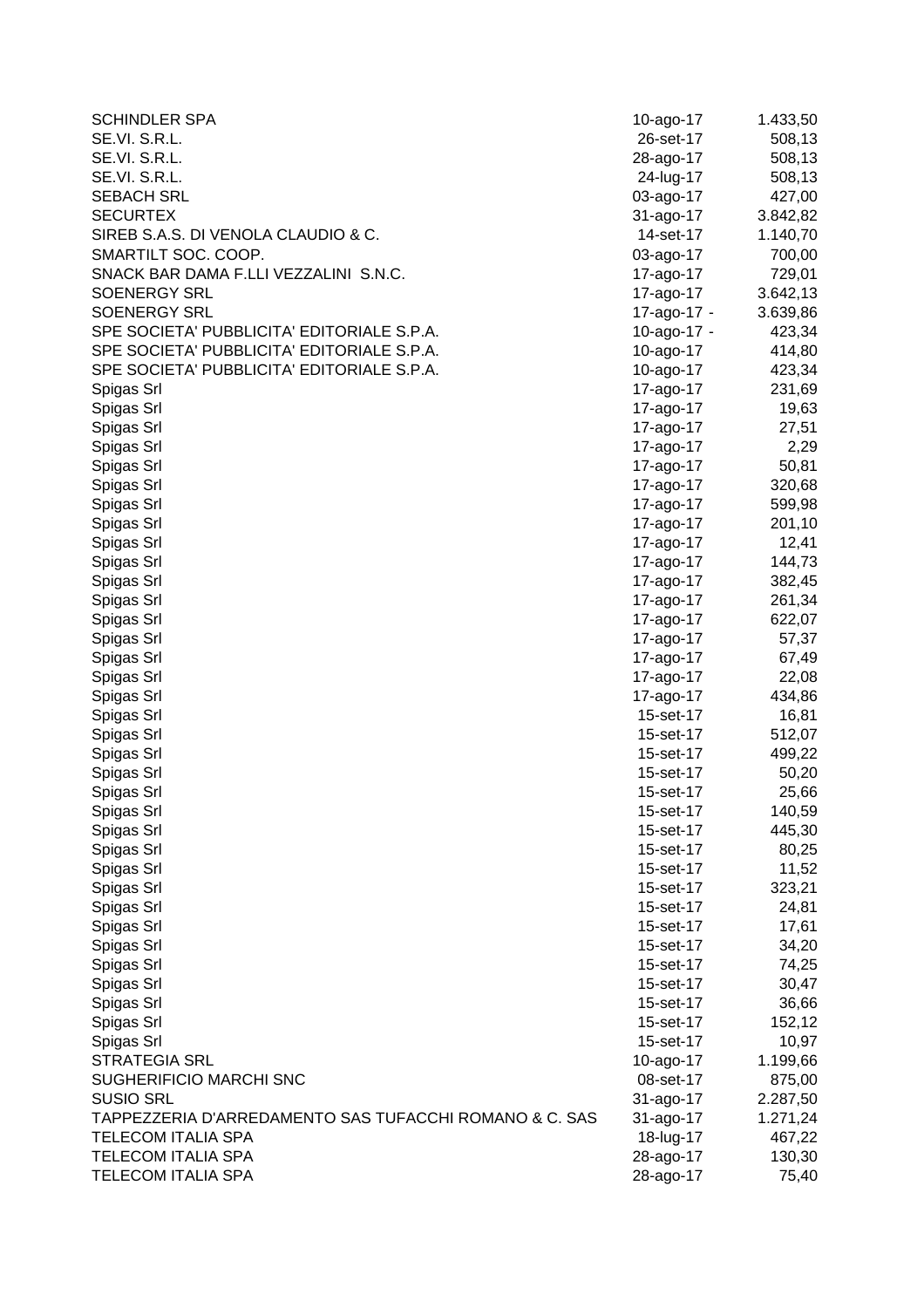| | | |
|---|---|---|
| SCHINDLER SPA | 10-ago-17 | 1.433,50 |
| SE.VI. S.R.L. | 26-set-17 | 508,13 |
| SE.VI. S.R.L. | 28-ago-17 | 508,13 |
| SE.VI. S.R.L. | 24-lug-17 | 508,13 |
| SEBACH SRL | 03-ago-17 | 427,00 |
| SECURTEX | 31-ago-17 | 3.842,82 |
| SIREB S.A.S. DI VENOLA CLAUDIO & C. | 14-set-17 | 1.140,70 |
| SMARTILT SOC. COOP. | 03-ago-17 | 700,00 |
| SNACK BAR DAMA F.LLI VEZZALINI S.N.C. | 17-ago-17 | 729,01 |
| SOENERGY SRL | 17-ago-17 | 3.642,13 |
| SOENERGY SRL | 17-ago-17 - | 3.639,86 |
| SPE SOCIETA' PUBBLICITA' EDITORIALE S.P.A. | 10-ago-17 - | 423,34 |
| SPE SOCIETA' PUBBLICITA' EDITORIALE S.P.A. | 10-ago-17 | 414,80 |
| SPE SOCIETA' PUBBLICITA' EDITORIALE S.P.A. | 10-ago-17 | 423,34 |
| Spigas Srl | 17-ago-17 | 231,69 |
| Spigas Srl | 17-ago-17 | 19,63 |
| Spigas Srl | 17-ago-17 | 27,51 |
| Spigas Srl | 17-ago-17 | 2,29 |
| Spigas Srl | 17-ago-17 | 50,81 |
| Spigas Srl | 17-ago-17 | 320,68 |
| Spigas Srl | 17-ago-17 | 599,98 |
| Spigas Srl | 17-ago-17 | 201,10 |
| Spigas Srl | 17-ago-17 | 12,41 |
| Spigas Srl | 17-ago-17 | 144,73 |
| Spigas Srl | 17-ago-17 | 382,45 |
| Spigas Srl | 17-ago-17 | 261,34 |
| Spigas Srl | 17-ago-17 | 622,07 |
| Spigas Srl | 17-ago-17 | 57,37 |
| Spigas Srl | 17-ago-17 | 67,49 |
| Spigas Srl | 17-ago-17 | 22,08 |
| Spigas Srl | 17-ago-17 | 434,86 |
| Spigas Srl | 15-set-17 | 16,81 |
| Spigas Srl | 15-set-17 | 512,07 |
| Spigas Srl | 15-set-17 | 499,22 |
| Spigas Srl | 15-set-17 | 50,20 |
| Spigas Srl | 15-set-17 | 25,66 |
| Spigas Srl | 15-set-17 | 140,59 |
| Spigas Srl | 15-set-17 | 445,30 |
| Spigas Srl | 15-set-17 | 80,25 |
| Spigas Srl | 15-set-17 | 11,52 |
| Spigas Srl | 15-set-17 | 323,21 |
| Spigas Srl | 15-set-17 | 24,81 |
| Spigas Srl | 15-set-17 | 17,61 |
| Spigas Srl | 15-set-17 | 34,20 |
| Spigas Srl | 15-set-17 | 74,25 |
| Spigas Srl | 15-set-17 | 30,47 |
| Spigas Srl | 15-set-17 | 36,66 |
| Spigas Srl | 15-set-17 | 152,12 |
| Spigas Srl | 15-set-17 | 10,97 |
| STRATEGIA SRL | 10-ago-17 | 1.199,66 |
| SUGHERIFICIO MARCHI SNC | 08-set-17 | 875,00 |
| SUSIO SRL | 31-ago-17 | 2.287,50 |
| TAPPEZZERIA D'ARREDAMENTO SAS TUFACCHI ROMANO & C. SAS | 31-ago-17 | 1.271,24 |
| TELECOM ITALIA SPA | 18-lug-17 | 467,22 |
| TELECOM ITALIA SPA | 28-ago-17 | 130,30 |
| TELECOM ITALIA SPA | 28-ago-17 | 75,40 |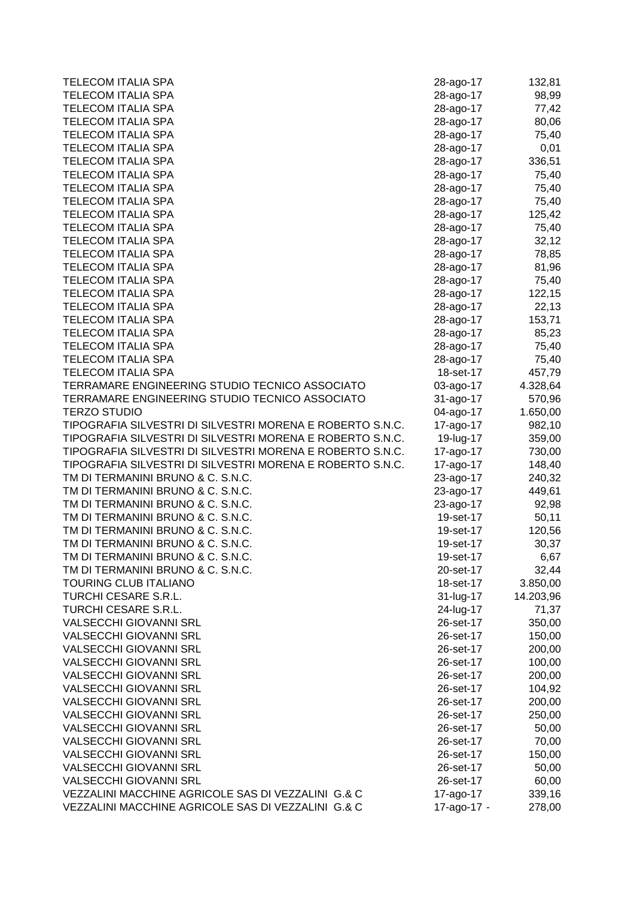| | | |
|---|---|---|
| TELECOM ITALIA SPA | 28-ago-17 | 132,81 |
| TELECOM ITALIA SPA | 28-ago-17 | 98,99 |
| TELECOM ITALIA SPA | 28-ago-17 | 77,42 |
| TELECOM ITALIA SPA | 28-ago-17 | 80,06 |
| TELECOM ITALIA SPA | 28-ago-17 | 75,40 |
| TELECOM ITALIA SPA | 28-ago-17 | 0,01 |
| TELECOM ITALIA SPA | 28-ago-17 | 336,51 |
| TELECOM ITALIA SPA | 28-ago-17 | 75,40 |
| TELECOM ITALIA SPA | 28-ago-17 | 75,40 |
| TELECOM ITALIA SPA | 28-ago-17 | 75,40 |
| TELECOM ITALIA SPA | 28-ago-17 | 125,42 |
| TELECOM ITALIA SPA | 28-ago-17 | 75,40 |
| TELECOM ITALIA SPA | 28-ago-17 | 32,12 |
| TELECOM ITALIA SPA | 28-ago-17 | 78,85 |
| TELECOM ITALIA SPA | 28-ago-17 | 81,96 |
| TELECOM ITALIA SPA | 28-ago-17 | 75,40 |
| TELECOM ITALIA SPA | 28-ago-17 | 122,15 |
| TELECOM ITALIA SPA | 28-ago-17 | 22,13 |
| TELECOM ITALIA SPA | 28-ago-17 | 153,71 |
| TELECOM ITALIA SPA | 28-ago-17 | 85,23 |
| TELECOM ITALIA SPA | 28-ago-17 | 75,40 |
| TELECOM ITALIA SPA | 28-ago-17 | 75,40 |
| TELECOM ITALIA SPA | 18-set-17 | 457,79 |
| TERRAMARE ENGINEERING STUDIO TECNICO ASSOCIATO | 03-ago-17 | 4.328,64 |
| TERRAMARE ENGINEERING STUDIO TECNICO ASSOCIATO | 31-ago-17 | 570,96 |
| TERZO STUDIO | 04-ago-17 | 1.650,00 |
| TIPOGRAFIA SILVESTRI DI SILVESTRI MORENA E ROBERTO S.N.C. | 17-ago-17 | 982,10 |
| TIPOGRAFIA SILVESTRI DI SILVESTRI MORENA E ROBERTO S.N.C. | 19-lug-17 | 359,00 |
| TIPOGRAFIA SILVESTRI DI SILVESTRI MORENA E ROBERTO S.N.C. | 17-ago-17 | 730,00 |
| TIPOGRAFIA SILVESTRI DI SILVESTRI MORENA E ROBERTO S.N.C. | 17-ago-17 | 148,40 |
| TM DI TERMANINI BRUNO & C. S.N.C. | 23-ago-17 | 240,32 |
| TM DI TERMANINI BRUNO & C. S.N.C. | 23-ago-17 | 449,61 |
| TM DI TERMANINI BRUNO & C. S.N.C. | 23-ago-17 | 92,98 |
| TM DI TERMANINI BRUNO & C. S.N.C. | 19-set-17 | 50,11 |
| TM DI TERMANINI BRUNO & C. S.N.C. | 19-set-17 | 120,56 |
| TM DI TERMANINI BRUNO & C. S.N.C. | 19-set-17 | 30,37 |
| TM DI TERMANINI BRUNO & C. S.N.C. | 19-set-17 | 6,67 |
| TM DI TERMANINI BRUNO & C. S.N.C. | 20-set-17 | 32,44 |
| TOURING CLUB ITALIANO | 18-set-17 | 3.850,00 |
| TURCHI CESARE S.R.L. | 31-lug-17 | 14.203,96 |
| TURCHI CESARE S.R.L. | 24-lug-17 | 71,37 |
| VALSECCHI GIOVANNI SRL | 26-set-17 | 350,00 |
| VALSECCHI GIOVANNI SRL | 26-set-17 | 150,00 |
| VALSECCHI GIOVANNI SRL | 26-set-17 | 200,00 |
| VALSECCHI GIOVANNI SRL | 26-set-17 | 100,00 |
| VALSECCHI GIOVANNI SRL | 26-set-17 | 200,00 |
| VALSECCHI GIOVANNI SRL | 26-set-17 | 104,92 |
| VALSECCHI GIOVANNI SRL | 26-set-17 | 200,00 |
| VALSECCHI GIOVANNI SRL | 26-set-17 | 250,00 |
| VALSECCHI GIOVANNI SRL | 26-set-17 | 50,00 |
| VALSECCHI GIOVANNI SRL | 26-set-17 | 70,00 |
| VALSECCHI GIOVANNI SRL | 26-set-17 | 150,00 |
| VALSECCHI GIOVANNI SRL | 26-set-17 | 50,00 |
| VALSECCHI GIOVANNI SRL | 26-set-17 | 60,00 |
| VEZZALINI MACCHINE AGRICOLE SAS DI VEZZALINI G.& C | 17-ago-17 | 339,16 |
| VEZZALINI MACCHINE AGRICOLE SAS DI VEZZALINI G.& C | 17-ago-17 - | 278,00 |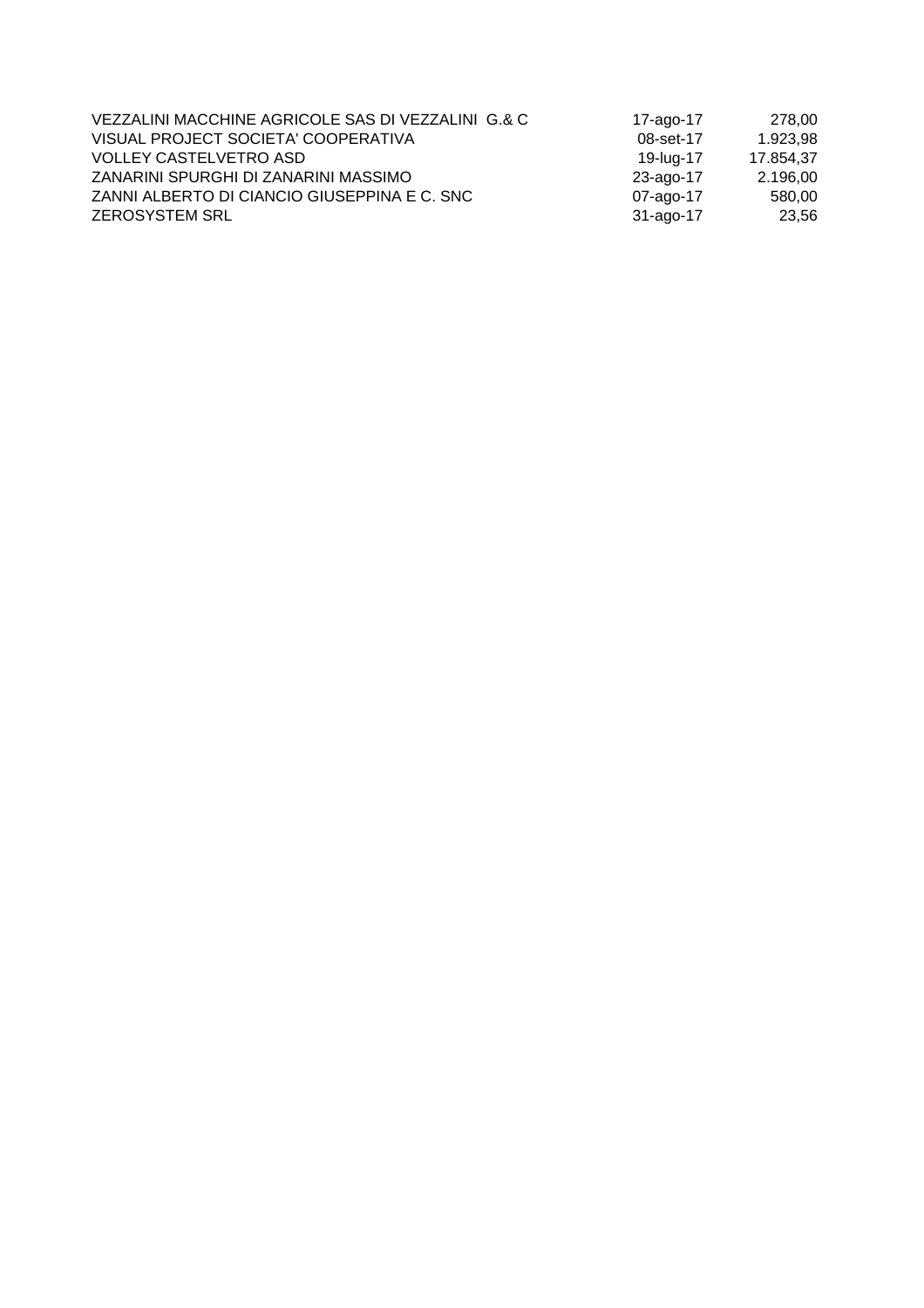| | | |
|---|---|---|
| VEZZALINI MACCHINE AGRICOLE SAS DI VEZZALINI G.& C | 17-ago-17 | 278,00 |
| VISUAL PROJECT SOCIETA' COOPERATIVA | 08-set-17 | 1.923,98 |
| VOLLEY CASTELVETRO ASD | 19-lug-17 | 17.854,37 |
| ZANARINI SPURGHI DI ZANARINI MASSIMO | 23-ago-17 | 2.196,00 |
| ZANNI ALBERTO DI CIANCIO GIUSEPPINA E C. SNC | 07-ago-17 | 580,00 |
| ZEROSYSTEM SRL | 31-ago-17 | 23,56 |